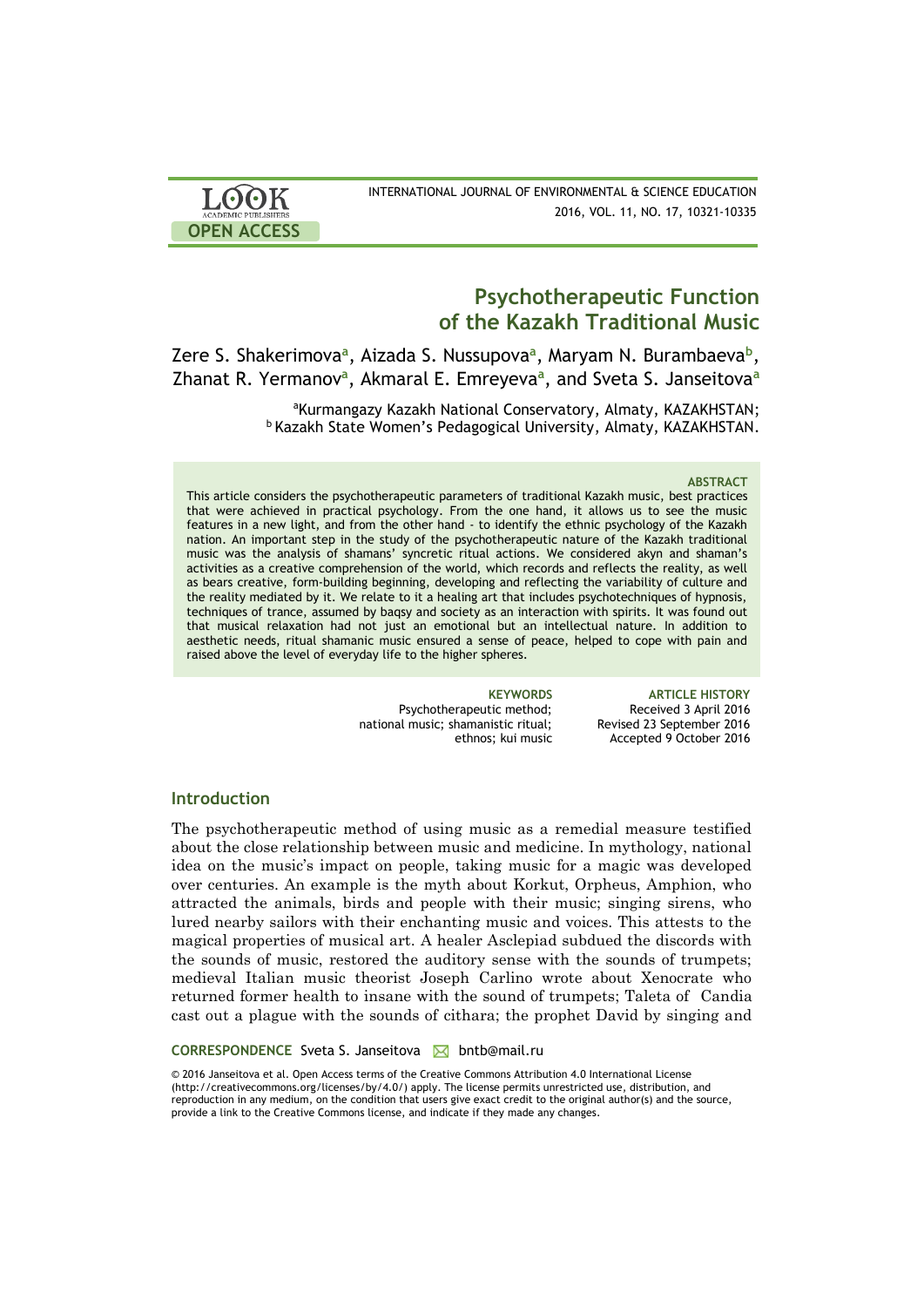OPEN ACCESS

INTERNATIONAL JOURNAL OF ENVIRONMENTAL & SCIENCE EDUCATION
2016, VOL. 11, NO. 17, 10321-10335

# Psychotherapeutic Function of the Kazakh Traditional Music

Zere S. Shakerimova[a], Aizada S. Nussupova[a], Maryam N. Burambaeva[b], Zhanat R. Yermanov[a], Akmaral E. Emreyeva[a], and Sveta S. Janseitova[a]

[a]Kurmangazy Kazakh National Conservatory, Almaty, KAZAKHSTAN;
[b]Kazakh State Women's Pedagogical University, Almaty, KAZAKHSTAN.

### ABSTRACT

This article considers the psychotherapeutic parameters of traditional Kazakh music, best practices that were achieved in practical psychology. From the one hand, it allows us to see the music features in a new light, and from the other hand - to identify the ethnic psychology of the Kazakh nation. An important step in the study of the psychotherapeutic nature of the Kazakh traditional music was the analysis of shamans' syncretic ritual actions. We considered akyn and shaman's activities as a creative comprehension of the world, which records and reflects the reality, as well as bears creative, form-building beginning, developing and reflecting the variability of culture and the reality mediated by it. We relate to it a healing art that includes psychotechniques of hypnosis, techniques of trance, assumed by baqsy and society as an interaction with spirits. It was found out that musical relaxation had not just an emotional but an intellectual nature. In addition to aesthetic needs, ritual shamanic music ensured a sense of peace, helped to cope with pain and raised above the level of everyday life to the higher spheres.

**KEYWORDS**
Psychotherapeutic method; national music; shamanistic ritual; ethnos; kui music

**ARTICLE HISTORY**
Received 3 April 2016
Revised 23 September 2016
Accepted 9 October 2016

## Introduction

The psychotherapeutic method of using music as a remedial measure testified about the close relationship between music and medicine. In mythology, national idea on the music's impact on people, taking music for a magic was developed over centuries. An example is the myth about Korkut, Orpheus, Amphion, who attracted the animals, birds and people with their music; singing sirens, who lured nearby sailors with their enchanting music and voices. This attests to the magical properties of musical art. A healer Asclepiad subdued the discords with the sounds of music, restored the auditory sense with the sounds of trumpets; medieval Italian music theorist Joseph Carlino wrote about Xenocrate who returned former health to insane with the sound of trumpets; Taleta of Candia cast out a plague with the sounds of cithara; the prophet David by singing and

**CORRESPONDENCE** Sveta S. Janseitova bntb@mail.ru

© 2016 Janseitova et al. Open Access terms of the Creative Commons Attribution 4.0 International License (http://creativecommons.org/licenses/by/4.0/) apply. The license permits unrestricted use, distribution, and reproduction in any medium, on the condition that users give exact credit to the original author(s) and the source, provide a link to the Creative Commons license, and indicate if they made any changes.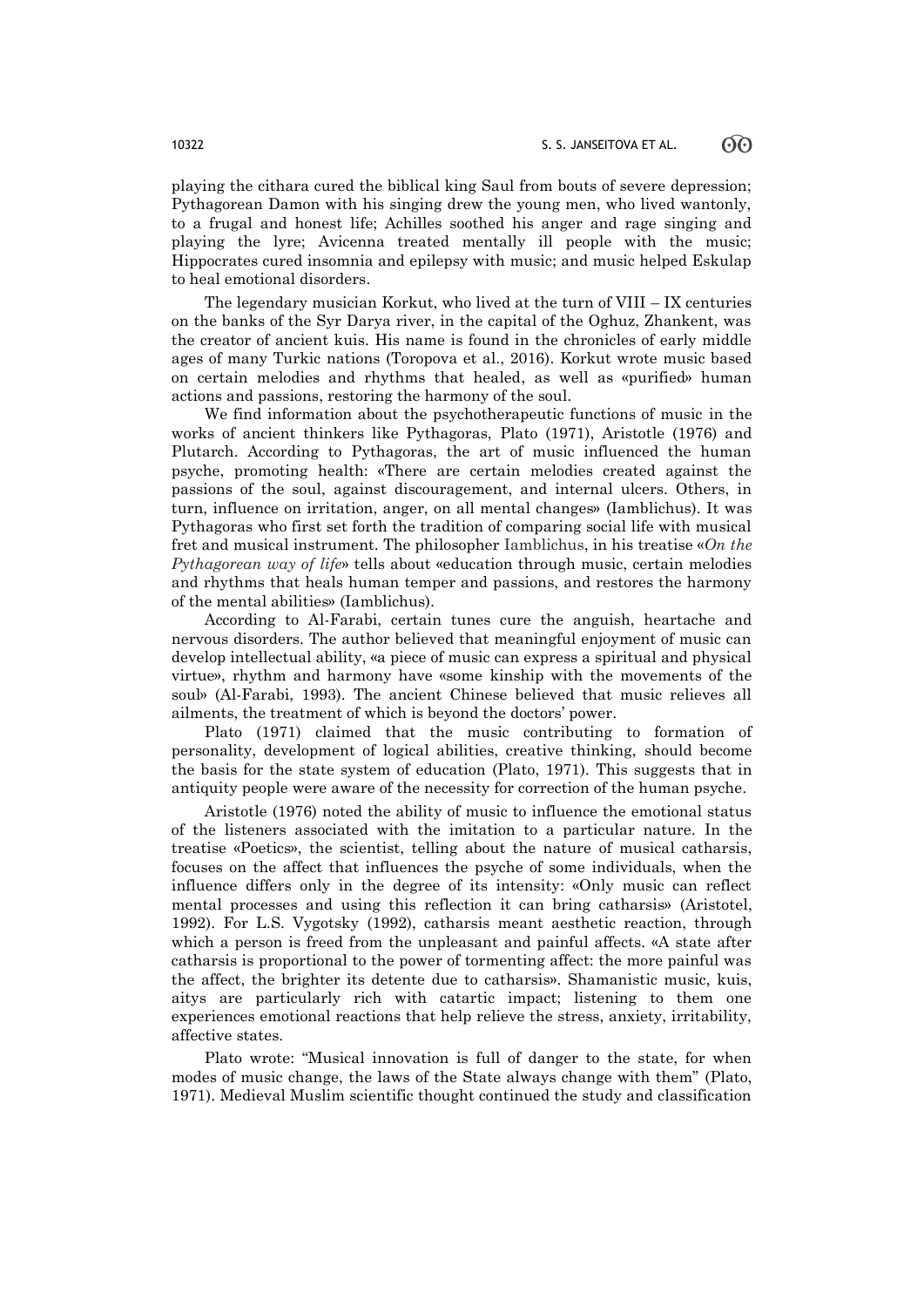playing the cithara cured the biblical king Saul from bouts of severe depression; Pythagorean Damon with his singing drew the young men, who lived wantonly, to a frugal and honest life; Achilles soothed his anger and rage singing and playing the lyre; Avicenna treated mentally ill people with the music; Hippocrates cured insomnia and epilepsy with music; and music helped Eskulap to heal emotional disorders.

The legendary musician Korkut, who lived at the turn of VIII – IX centuries on the banks of the Syr Darya river, in the capital of the Oghuz, Zhankent, was the creator of ancient kuis. His name is found in the chronicles of early middle ages of many Turkic nations (Toropova et al., 2016). Korkut wrote music based on certain melodies and rhythms that healed, as well as «purified» human actions and passions, restoring the harmony of the soul.

We find information about the psychotherapeutic functions of music in the works of ancient thinkers like Pythagoras, Plato (1971), Aristotle (1976) and Plutarch. According to Pythagoras, the art of music influenced the human psyche, promoting health: «There are certain melodies created against the passions of the soul, against discouragement, and internal ulcers. Others, in turn, influence on irritation, anger, on all mental changes» (Iamblichus). It was Pythagoras who first set forth the tradition of comparing social life with musical fret and musical instrument. The philosopher Iamblichus, in his treatise «*On the Pythagorean way of life*» tells about «education through music, certain melodies and rhythms that heals human temper and passions, and restores the harmony of the mental abilities» (Iamblichus).

According to Al-Farabi, certain tunes cure the anguish, heartache and nervous disorders. The author believed that meaningful enjoyment of music can develop intellectual ability, «a piece of music can express a spiritual and physical virtue», rhythm and harmony have «some kinship with the movements of the soul» (Al-Farabi, 1993). The ancient Chinese believed that music relieves all ailments, the treatment of which is beyond the doctors' power.

Plato (1971) claimed that the music contributing to formation of personality, development of logical abilities, creative thinking, should become the basis for the state system of education (Plato, 1971). This suggests that in antiquity people were aware of the necessity for correction of the human psyche.

Aristotle (1976) noted the ability of music to influence the emotional status of the listeners associated with the imitation to a particular nature. In the treatise «Poetics», the scientist, telling about the nature of musical catharsis, focuses on the affect that influences the psyche of some individuals, when the influence differs only in the degree of its intensity: «Only music can reflect mental processes and using this reflection it can bring catharsis» (Aristotel, 1992). For L.S. Vygotsky (1992), catharsis meant aesthetic reaction, through which a person is freed from the unpleasant and painful affects. «A state after catharsis is proportional to the power of tormenting affect: the more painful was the affect, the brighter its detente due to catharsis». Shamanistic music, kuis, aitys are particularly rich with catartic impact; listening to them one experiences emotional reactions that help relieve the stress, anxiety, irritability, affective states.

Plato wrote: "Musical innovation is full of danger to the state, for when modes of music change, the laws of the State always change with them" (Plato, 1971). Medieval Muslim scientific thought continued the study and classification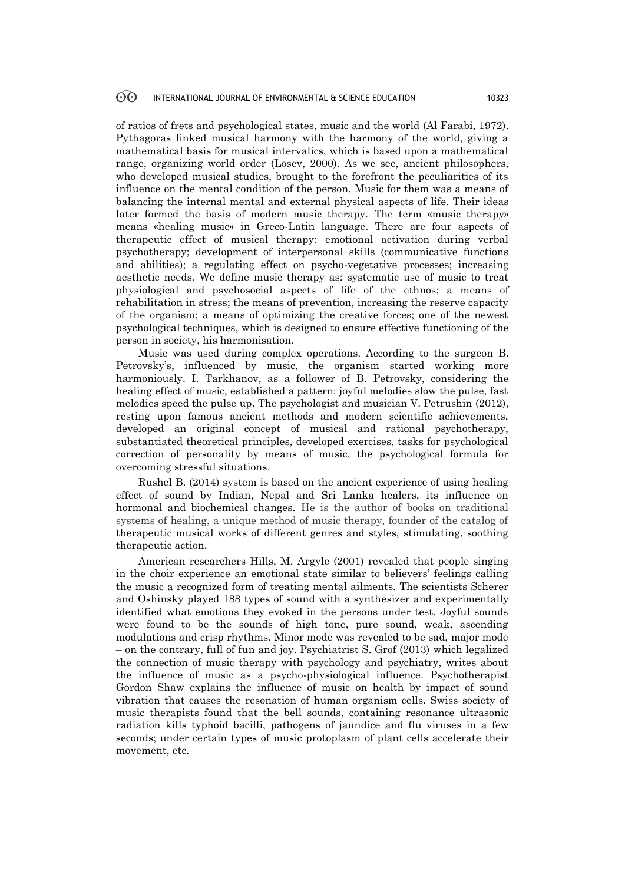of ratios of frets and psychological states, music and the world (Al Farabi, 1972). Pythagoras linked musical harmony with the harmony of the world, giving a mathematical basis for musical intervalics, which is based upon a mathematical range, organizing world order (Losev, 2000). As we see, ancient philosophers, who developed musical studies, brought to the forefront the peculiarities of its influence on the mental condition of the person. Music for them was a means of balancing the internal mental and external physical aspects of life. Their ideas later formed the basis of modern music therapy. The term «music therapy» means «healing music» in Greco-Latin language. There are four aspects of therapeutic effect of musical therapy: emotional activation during verbal psychotherapy; development of interpersonal skills (communicative functions and abilities); a regulating effect on psycho-vegetative processes; increasing aesthetic needs. We define music therapy as: systematic use of music to treat physiological and psychosocial aspects of life of the ethnos; a means of rehabilitation in stress; the means of prevention, increasing the reserve capacity of the organism; a means of optimizing the creative forces; one of the newest psychological techniques, which is designed to ensure effective functioning of the person in society, his harmonisation.

Music was used during complex operations. According to the surgeon B. Petrovsky's, influenced by music, the organism started working more harmoniously. I. Tarkhanov, as a follower of B. Petrovsky, considering the healing effect of music, established a pattern: joyful melodies slow the pulse, fast melodies speed the pulse up. The psychologist and musician V. Petrushin (2012), resting upon famous ancient methods and modern scientific achievements, developed an original concept of musical and rational psychotherapy, substantiated theoretical principles, developed exercises, tasks for psychological correction of personality by means of music, the psychological formula for overcoming stressful situations.

Rushel B. (2014) system is based on the ancient experience of using healing effect of sound by Indian, Nepal and Sri Lanka healers, its influence on hormonal and biochemical changes. He is the author of books on traditional systems of healing, a unique method of music therapy, founder of the catalog of therapeutic musical works of different genres and styles, stimulating, soothing therapeutic action.

American researchers Hills, M. Argyle (2001) revealed that people singing in the choir experience an emotional state similar to believers' feelings calling the music a recognized form of treating mental ailments. The scientists Scherer and Oshinsky played 188 types of sound with a synthesizer and experimentally identified what emotions they evoked in the persons under test. Joyful sounds were found to be the sounds of high tone, pure sound, weak, ascending modulations and crisp rhythms. Minor mode was revealed to be sad, major mode – on the contrary, full of fun and joy. Psychiatrist S. Grof (2013) which legalized the connection of music therapy with psychology and psychiatry, writes about the influence of music as a psycho-physiological influence. Psychotherapist Gordon Shaw explains the influence of music on health by impact of sound vibration that causes the resonation of human organism cells. Swiss society of music therapists found that the bell sounds, containing resonance ultrasonic radiation kills typhoid bacilli, pathogens of jaundice and flu viruses in a few seconds; under certain types of music protoplasm of plant cells accelerate their movement, etc.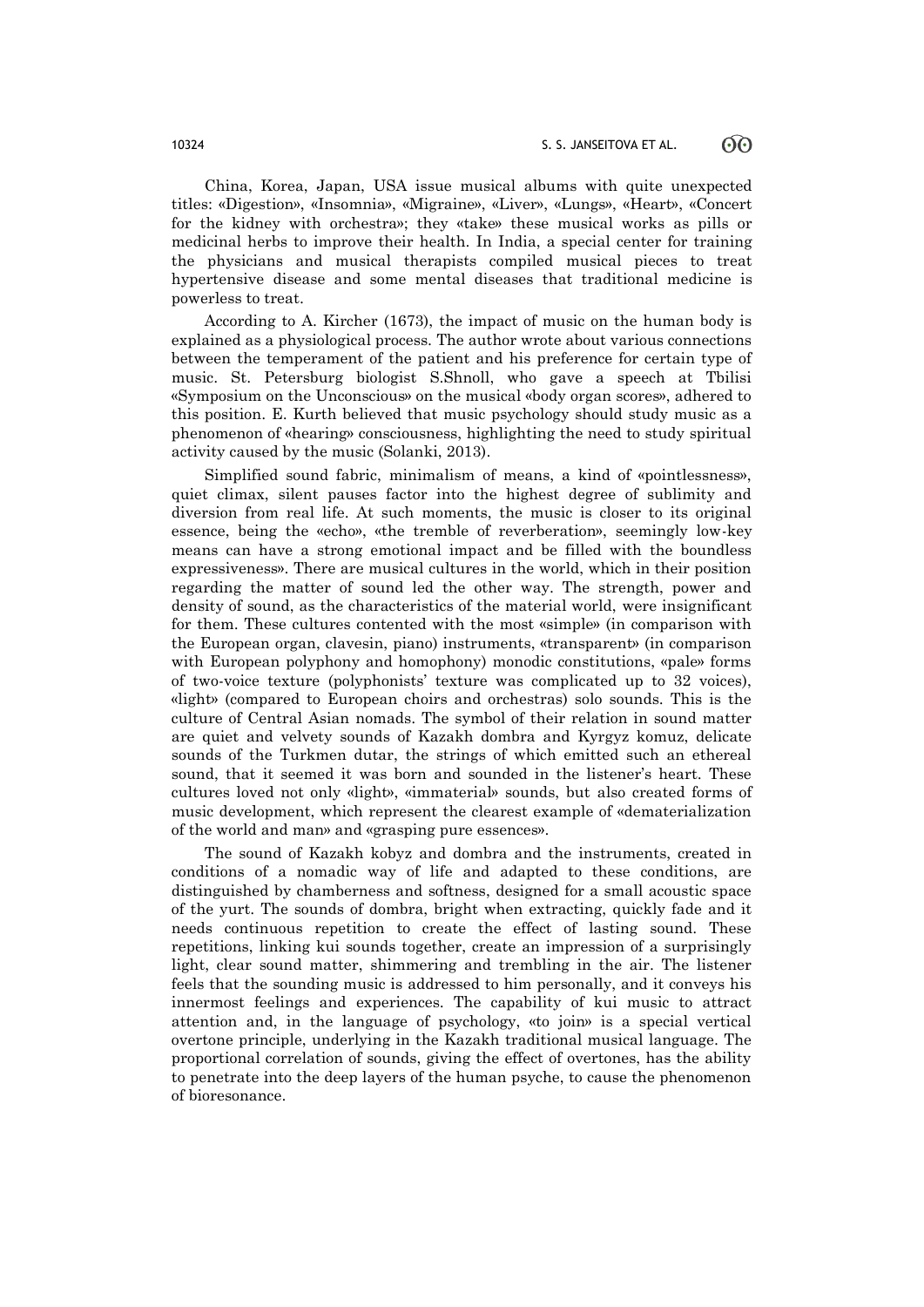China, Korea, Japan, USA issue musical albums with quite unexpected titles: «Digestion», «Insomnia», «Migraine», «Liver», «Lungs», «Heart», «Concert for the kidney with orchestra»; they «take» these musical works as pills or medicinal herbs to improve their health. In India, a special center for training the physicians and musical therapists compiled musical pieces to treat hypertensive disease and some mental diseases that traditional medicine is powerless to treat.

According to A. Kircher (1673), the impact of music on the human body is explained as a physiological process. The author wrote about various connections between the temperament of the patient and his preference for certain type of music. St. Petersburg biologist S.Shnoll, who gave a speech at Tbilisi «Symposium on the Unconscious» on the musical «body organ scores», adhered to this position. E. Kurth believed that music psychology should study music as a phenomenon of «hearing» consciousness, highlighting the need to study spiritual activity caused by the music (Solanki, 2013).

Simplified sound fabric, minimalism of means, a kind of «pointlessness», quiet climax, silent pauses factor into the highest degree of sublimity and diversion from real life. At such moments, the music is closer to its original essence, being the «echo», «the tremble of reverberation», seemingly low-key means can have a strong emotional impact and be filled with the boundless expressiveness». There are musical cultures in the world, which in their position regarding the matter of sound led the other way. The strength, power and density of sound, as the characteristics of the material world, were insignificant for them. These cultures contented with the most «simple» (in comparison with the European organ, clavesin, piano) instruments, «transparent» (in comparison with European polyphony and homophony) monodic constitutions, «pale» forms of two-voice texture (polyphonists' texture was complicated up to 32 voices), «light» (compared to European choirs and orchestras) solo sounds. This is the culture of Central Asian nomads. The symbol of their relation in sound matter are quiet and velvety sounds of Kazakh dombra and Kyrgyz komuz, delicate sounds of the Turkmen dutar, the strings of which emitted such an ethereal sound, that it seemed it was born and sounded in the listener's heart. These cultures loved not only «light», «immaterial» sounds, but also created forms of music development, which represent the clearest example of «dematerialization of the world and man» and «grasping pure essences».

The sound of Kazakh kobyz and dombra and the instruments, created in conditions of a nomadic way of life and adapted to these conditions, are distinguished by chamberness and softness, designed for a small acoustic space of the yurt. The sounds of dombra, bright when extracting, quickly fade and it needs continuous repetition to create the effect of lasting sound. These repetitions, linking kui sounds together, create an impression of a surprisingly light, clear sound matter, shimmering and trembling in the air. The listener feels that the sounding music is addressed to him personally, and it conveys his innermost feelings and experiences. The capability of kui music to attract attention and, in the language of psychology, «to join» is a special vertical overtone principle, underlying in the Kazakh traditional musical language. The proportional correlation of sounds, giving the effect of overtones, has the ability to penetrate into the deep layers of the human psyche, to cause the phenomenon of bioresonance.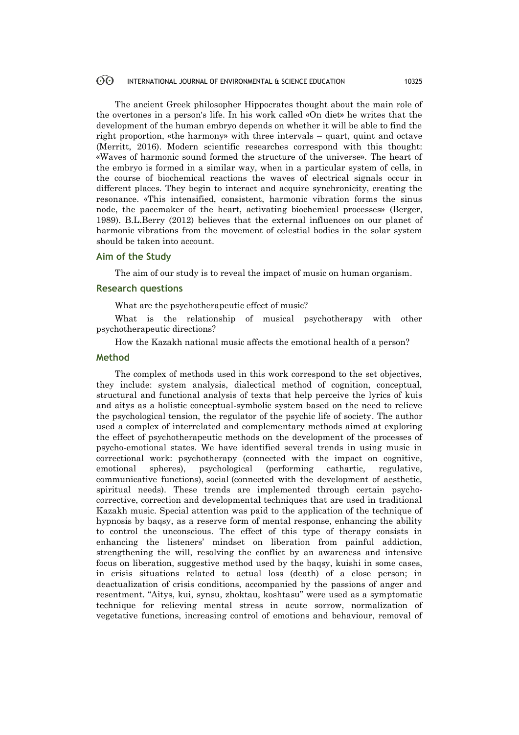The ancient Greek philosopher Hippocrates thought about the main role of the overtones in a person's life. In his work called «On diet» he writes that the development of the human embryo depends on whether it will be able to find the right proportion, «the harmony» with three intervals – quart, quint and octave (Merritt, 2016). Modern scientific researches correspond with this thought: «Waves of harmonic sound formed the structure of the universe». The heart of the embryo is formed in a similar way, when in a particular system of cells, in the course of biochemical reactions the waves of electrical signals occur in different places. They begin to interact and acquire synchronicity, creating the resonance. «This intensified, consistent, harmonic vibration forms the sinus node, the pacemaker of the heart, activating biochemical processes» (Berger, 1989). B.L.Berry (2012) believes that the external influences on our planet of harmonic vibrations from the movement of celestial bodies in the solar system should be taken into account.

## Aim of the Study

The aim of our study is to reveal the impact of music on human organism.

## Research questions

What are the psychotherapeutic effect of music?

What is the relationship of musical psychotherapy with other psychotherapeutic directions?

How the Kazakh national music affects the emotional health of a person?

## Method

The complex of methods used in this work correspond to the set objectives, they include: system analysis, dialectical method of cognition, conceptual, structural and functional analysis of texts that help perceive the lyrics of kuis and aitys as a holistic conceptual-symbolic system based on the need to relieve the psychological tension, the regulator of the psychic life of society. The author used a complex of interrelated and complementary methods aimed at exploring the effect of psychotherapeutic methods on the development of the processes of psycho-emotional states. We have identified several trends in using music in correctional work: psychotherapy (connected with the impact on cognitive, emotional spheres), psychological (performing cathartic, regulative, communicative functions), social (connected with the development of aesthetic, spiritual needs). These trends are implemented through certain psycho-corrective, correction and developmental techniques that are used in traditional Kazakh music. Special attention was paid to the application of the technique of hypnosis by baqsy, as a reserve form of mental response, enhancing the ability to control the unconscious. The effect of this type of therapy consists in enhancing the listeners' mindset on liberation from painful addiction, strengthening the will, resolving the conflict by an awareness and intensive focus on liberation, suggestive method used by the baqsy, kuishi in some cases, in crisis situations related to actual loss (death) of a close person; in deactualization of crisis conditions, accompanied by the passions of anger and resentment. "Aitys, kui, synsu, zhoktau, koshtasu" were used as a symptomatic technique for relieving mental stress in acute sorrow, normalization of vegetative functions, increasing control of emotions and behaviour, removal of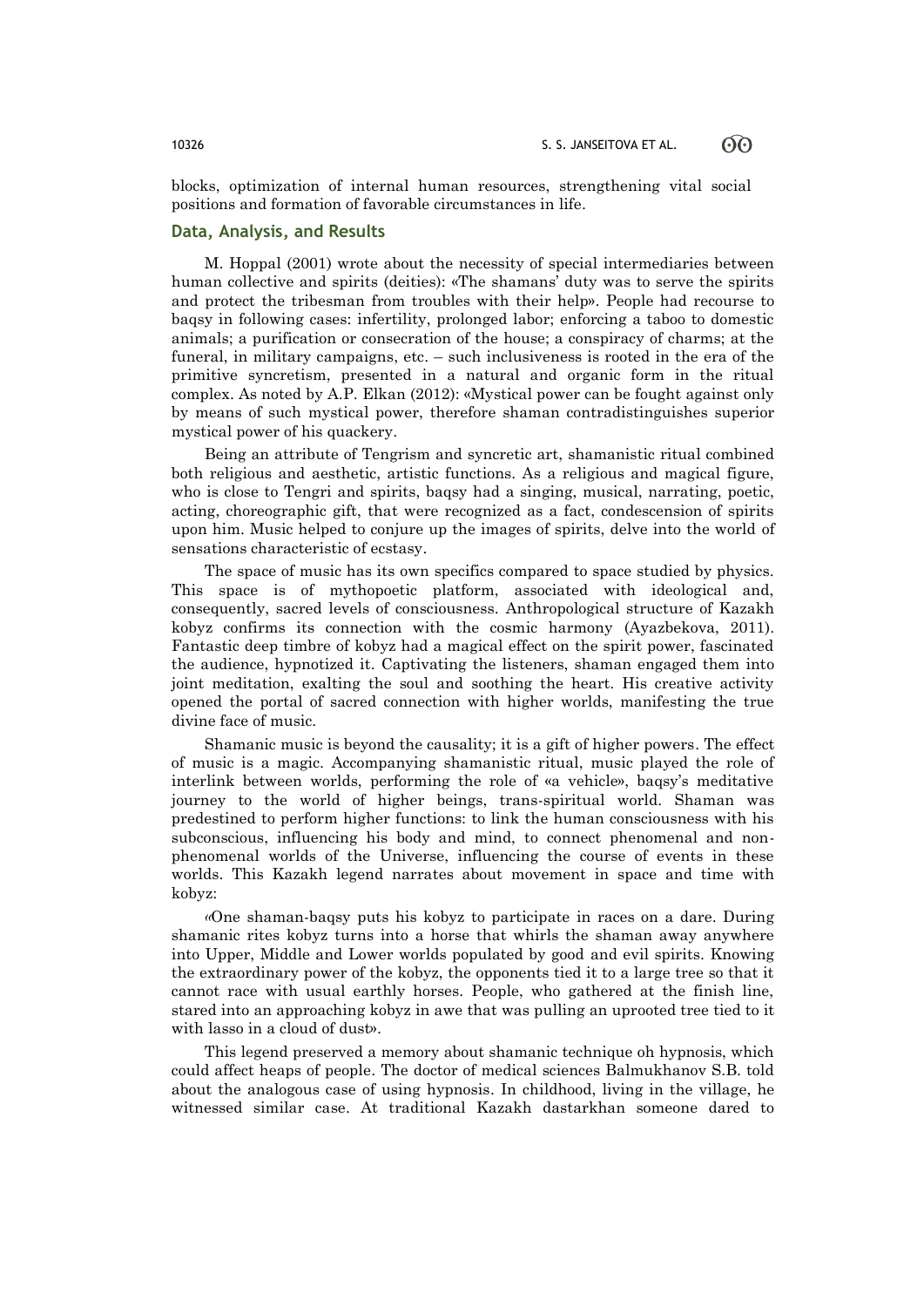blocks, optimization of internal human resources, strengthening vital social positions and formation of favorable circumstances in life.

## Data, Analysis, and Results

M. Hoppal (2001) wrote about the necessity of special intermediaries between human collective and spirits (deities): «The shamans' duty was to serve the spirits and protect the tribesman from troubles with their help». People had recourse to baqsy in following cases: infertility, prolonged labor; enforcing a taboo to domestic animals; a purification or consecration of the house; a conspiracy of charms; at the funeral, in military campaigns, etc. – such inclusiveness is rooted in the era of the primitive syncretism, presented in a natural and organic form in the ritual complex. As noted by A.P. Elkan (2012): «Mystical power can be fought against only by means of such mystical power, therefore shaman contradistinguishes superior mystical power of his quackery.

Being an attribute of Tengrism and syncretic art, shamanistic ritual combined both religious and aesthetic, artistic functions. As a religious and magical figure, who is close to Tengri and spirits, baqsy had a singing, musical, narrating, poetic, acting, choreographic gift, that were recognized as a fact, condescension of spirits upon him. Music helped to conjure up the images of spirits, delve into the world of sensations characteristic of ecstasy.

The space of music has its own specifics compared to space studied by physics. This space is of mythopoetic platform, associated with ideological and, consequently, sacred levels of consciousness. Anthropological structure of Kazakh kobyz confirms its connection with the cosmic harmony (Ayazbekova, 2011). Fantastic deep timbre of kobyz had a magical effect on the spirit power, fascinated the audience, hypnotized it. Captivating the listeners, shaman engaged them into joint meditation, exalting the soul and soothing the heart. His creative activity opened the portal of sacred connection with higher worlds, manifesting the true divine face of music.

Shamanic music is beyond the causality; it is a gift of higher powers. The effect of music is a magic. Accompanying shamanistic ritual, music played the role of interlink between worlds, performing the role of «a vehicle», baqsy's meditative journey to the world of higher beings, trans-spiritual world. Shaman was predestined to perform higher functions: to link the human consciousness with his subconscious, influencing his body and mind, to connect phenomenal and non-phenomenal worlds of the Universe, influencing the course of events in these worlds. This Kazakh legend narrates about movement in space and time with kobyz:

«One shaman-baqsy puts his kobyz to participate in races on a dare. During shamanic rites kobyz turns into a horse that whirls the shaman away anywhere into Upper, Middle and Lower worlds populated by good and evil spirits. Knowing the extraordinary power of the kobyz, the opponents tied it to a large tree so that it cannot race with usual earthly horses. People, who gathered at the finish line, stared into an approaching kobyz in awe that was pulling an uprooted tree tied to it with lasso in a cloud of dust».

This legend preserved a memory about shamanic technique oh hypnosis, which could affect heaps of people. The doctor of medical sciences Balmukhanov S.B. told about the analogous case of using hypnosis. In childhood, living in the village, he witnessed similar case. At traditional Kazakh dastarkhan someone dared to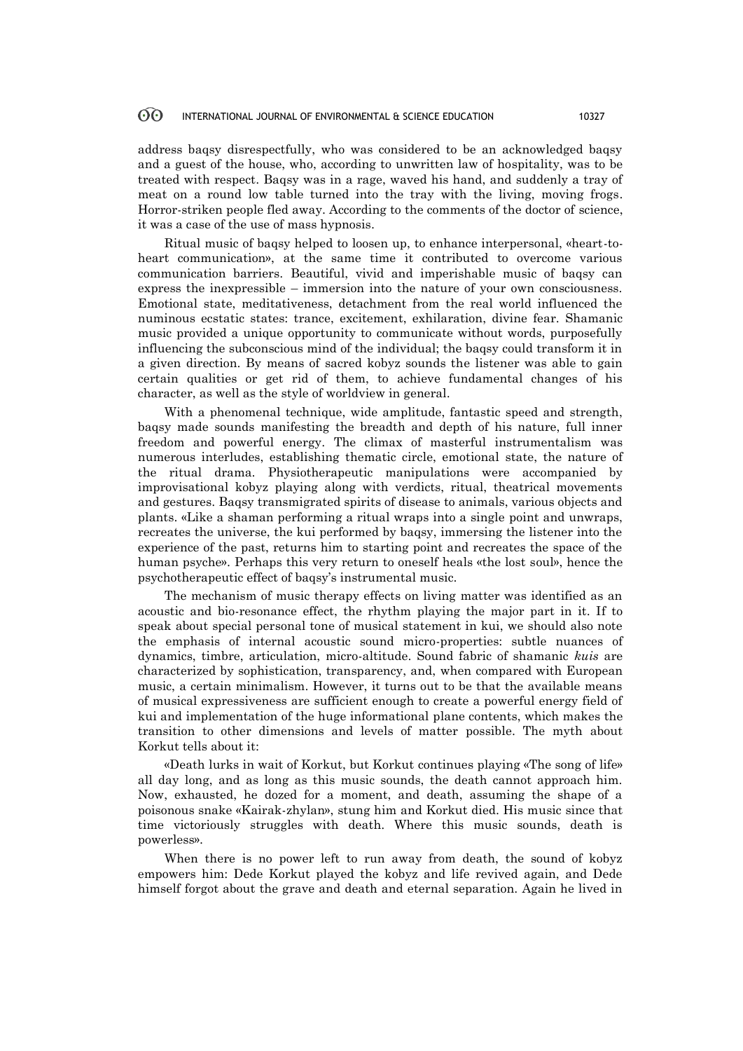address baqsy disrespectfully, who was considered to be an acknowledged baqsy and a guest of the house, who, according to unwritten law of hospitality, was to be treated with respect. Baqsy was in a rage, waved his hand, and suddenly a tray of meat on a round low table turned into the tray with the living, moving frogs. Horror-striken people fled away. According to the comments of the doctor of science, it was a case of the use of mass hypnosis.

Ritual music of baqsy helped to loosen up, to enhance interpersonal, «heart-to-heart communication», at the same time it contributed to overcome various communication barriers. Beautiful, vivid and imperishable music of baqsy can express the inexpressible – immersion into the nature of your own consciousness. Emotional state, meditativeness, detachment from the real world influenced the numinous ecstatic states: trance, excitement, exhilaration, divine fear. Shamanic music provided a unique opportunity to communicate without words, purposefully influencing the subconscious mind of the individual; the baqsy could transform it in a given direction. By means of sacred kobyz sounds the listener was able to gain certain qualities or get rid of them, to achieve fundamental changes of his character, as well as the style of worldview in general.

With a phenomenal technique, wide amplitude, fantastic speed and strength, baqsy made sounds manifesting the breadth and depth of his nature, full inner freedom and powerful energy. The climax of masterful instrumentalism was numerous interludes, establishing thematic circle, emotional state, the nature of the ritual drama. Physiotherapeutic manipulations were accompanied by improvisational kobyz playing along with verdicts, ritual, theatrical movements and gestures. Baqsy transmigrated spirits of disease to animals, various objects and plants. «Like a shaman performing a ritual wraps into a single point and unwraps, recreates the universe, the kui performed by baqsy, immersing the listener into the experience of the past, returns him to starting point and recreates the space of the human psyche». Perhaps this very return to oneself heals «the lost soul», hence the psychotherapeutic effect of baqsy's instrumental music.

The mechanism of music therapy effects on living matter was identified as an acoustic and bio-resonance effect, the rhythm playing the major part in it. If to speak about special personal tone of musical statement in kui, we should also note the emphasis of internal acoustic sound micro-properties: subtle nuances of dynamics, timbre, articulation, micro-altitude. Sound fabric of shamanic *kuis* are characterized by sophistication, transparency, and, when compared with European music, a certain minimalism. However, it turns out to be that the available means of musical expressiveness are sufficient enough to create a powerful energy field of kui and implementation of the huge informational plane contents, which makes the transition to other dimensions and levels of matter possible. The myth about Korkut tells about it:

«Death lurks in wait of Korkut, but Korkut continues playing «The song of life» all day long, and as long as this music sounds, the death cannot approach him. Now, exhausted, he dozed for a moment, and death, assuming the shape of a poisonous snake «Kairak-zhylan», stung him and Korkut died. His music since that time victoriously struggles with death. Where this music sounds, death is powerless».

When there is no power left to run away from death, the sound of kobyz empowers him: Dede Korkut played the kobyz and life revived again, and Dede himself forgot about the grave and death and eternal separation. Again he lived in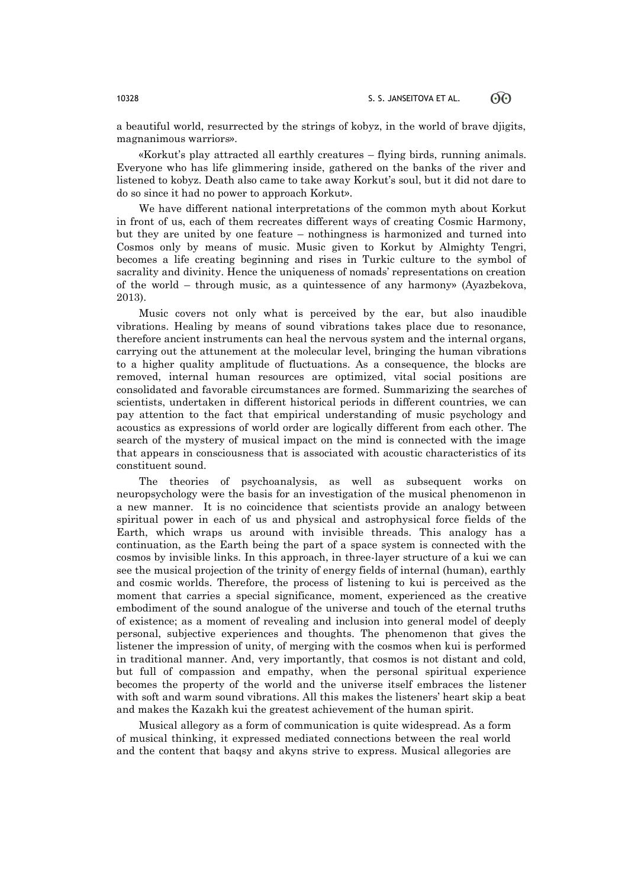a beautiful world, resurrected by the strings of kobyz, in the world of brave djigits, magnanimous warriors».

«Korkut's play attracted all earthly creatures – flying birds, running animals. Everyone who has life glimmering inside, gathered on the banks of the river and listened to kobyz. Death also came to take away Korkut's soul, but it did not dare to do so since it had no power to approach Korkut».

We have different national interpretations of the common myth about Korkut in front of us, each of them recreates different ways of creating Cosmic Harmony, but they are united by one feature – nothingness is harmonized and turned into Cosmos only by means of music. Music given to Korkut by Almighty Tengri, becomes a life creating beginning and rises in Turkic culture to the symbol of sacrality and divinity. Hence the uniqueness of nomads' representations on creation of the world – through music, as a quintessence of any harmony» (Ayazbekova, 2013).

Music covers not only what is perceived by the ear, but also inaudible vibrations. Healing by means of sound vibrations takes place due to resonance, therefore ancient instruments can heal the nervous system and the internal organs, carrying out the attunement at the molecular level, bringing the human vibrations to a higher quality amplitude of fluctuations. As a consequence, the blocks are removed, internal human resources are optimized, vital social positions are consolidated and favorable circumstances are formed. Summarizing the searches of scientists, undertaken in different historical periods in different countries, we can pay attention to the fact that empirical understanding of music psychology and acoustics as expressions of world order are logically different from each other. The search of the mystery of musical impact on the mind is connected with the image that appears in consciousness that is associated with acoustic characteristics of its constituent sound.

The theories of psychoanalysis, as well as subsequent works on neuropsychology were the basis for an investigation of the musical phenomenon in a new manner. It is no coincidence that scientists provide an analogy between spiritual power in each of us and physical and astrophysical force fields of the Earth, which wraps us around with invisible threads. This analogy has a continuation, as the Earth being the part of a space system is connected with the cosmos by invisible links. In this approach, in three-layer structure of a kui we can see the musical projection of the trinity of energy fields of internal (human), earthly and cosmic worlds. Therefore, the process of listening to kui is perceived as the moment that carries a special significance, moment, experienced as the creative embodiment of the sound analogue of the universe and touch of the eternal truths of existence; as a moment of revealing and inclusion into general model of deeply personal, subjective experiences and thoughts. The phenomenon that gives the listener the impression of unity, of merging with the cosmos when kui is performed in traditional manner. And, very importantly, that cosmos is not distant and cold, but full of compassion and empathy, when the personal spiritual experience becomes the property of the world and the universe itself embraces the listener with soft and warm sound vibrations. All this makes the listeners' heart skip a beat and makes the Kazakh kui the greatest achievement of the human spirit.

Musical allegory as a form of communication is quite widespread. As a form of musical thinking, it expressed mediated connections between the real world and the content that baqsy and akyns strive to express. Musical allegories are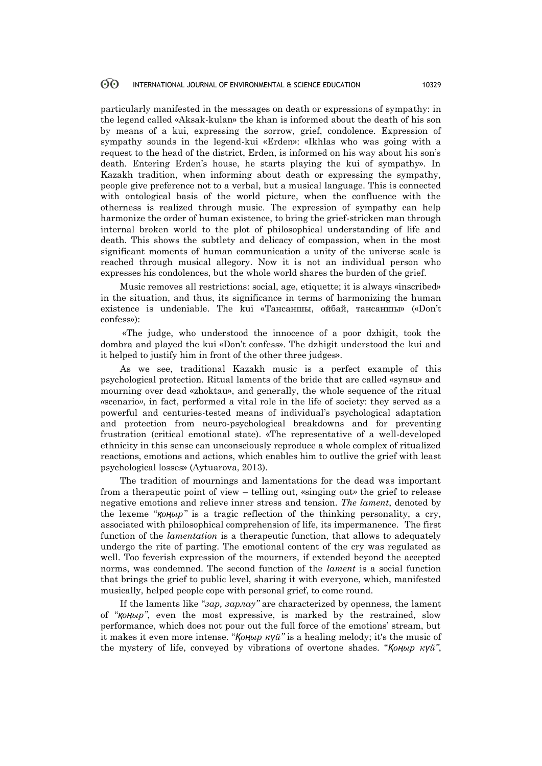particularly manifested in the messages on death or expressions of sympathy: in the legend called «Aksak-kulan» the khan is informed about the death of his son by means of a kui, expressing the sorrow, grief, condolence. Expression of sympathy sounds in the legend-kui «Erden»: «Ikhlas who was going with a request to the head of the district, Erden, is informed on his way about his son's death. Entering Erden's house, he starts playing the kui of sympathy». In Kazakh tradition, when informing about death or expressing the sympathy, people give preference not to a verbal, but a musical language. This is connected with ontological basis of the world picture, when the confluence with the otherness is realized through music. The expression of sympathy can help harmonize the order of human existence, to bring the grief-stricken man through internal broken world to the plot of philosophical understanding of life and death. This shows the subtlety and delicacy of compassion, when in the most significant moments of human communication a unity of the universe scale is reached through musical allegory. Now it is not an individual person who expresses his condolences, but the whole world shares the burden of the grief.

Music removes all restrictions: social, age, etiquette; it is always «inscribed» in the situation, and thus, its significance in terms of harmonizing the human existence is undeniable. The kui «Тансаншы, ойбай, тансаншы» («Don't confess»):

«The judge, who understood the innocence of a poor dzhigit, took the dombra and played the kui «Don't confess». The dzhigit understood the kui and it helped to justify him in front of the other three judges».

As we see, traditional Kazakh music is a perfect example of this psychological protection. Ritual laments of the bride that are called «synsu» and mourning over dead «zhoktau», and generally, the whole sequence of the ritual «scenario», in fact, performed a vital role in the life of society: they served as a powerful and centuries-tested means of individual's psychological adaptation and protection from neuro-psychological breakdowns and for preventing frustration (critical emotional state). «The representative of a well-developed ethnicity in this sense can unconsciously reproduce a whole complex of ritualized reactions, emotions and actions, which enables him to outlive the grief with least psychological losses» (Aytuarova, 2013).

The tradition of mournings and lamentations for the dead was important from a therapeutic point of view – telling out, «singing out» the grief to release negative emotions and relieve inner stress and tension. *The lament*, denoted by the lexeme "*қоңыр"* is a tragic reflection of the thinking personality, a cry, associated with philosophical comprehension of life, its impermanence. The first function of the *lamentation* is a therapeutic function, that allows to adequately undergo the rite of parting. The emotional content of the cry was regulated as well. Too feverish expression of the mourners, if extended beyond the accepted norms, was condemned. The second function of the *lament* is a social function that brings the grief to public level, sharing it with everyone, which, manifested musically, helped people cope with personal grief, to come round.

If the laments like "*зар, зарлау"* are characterized by openness, the lament of "*қоңыр"*, even the most expressive, is marked by the restrained, slow performance, which does not pour out the full force of the emotions' stream, but it makes it even more intense. "*Қоңыр күй"* is a healing melody; it's the music of the mystery of life, conveyed by vibrations of overtone shades. "*Қоңыр күй"*,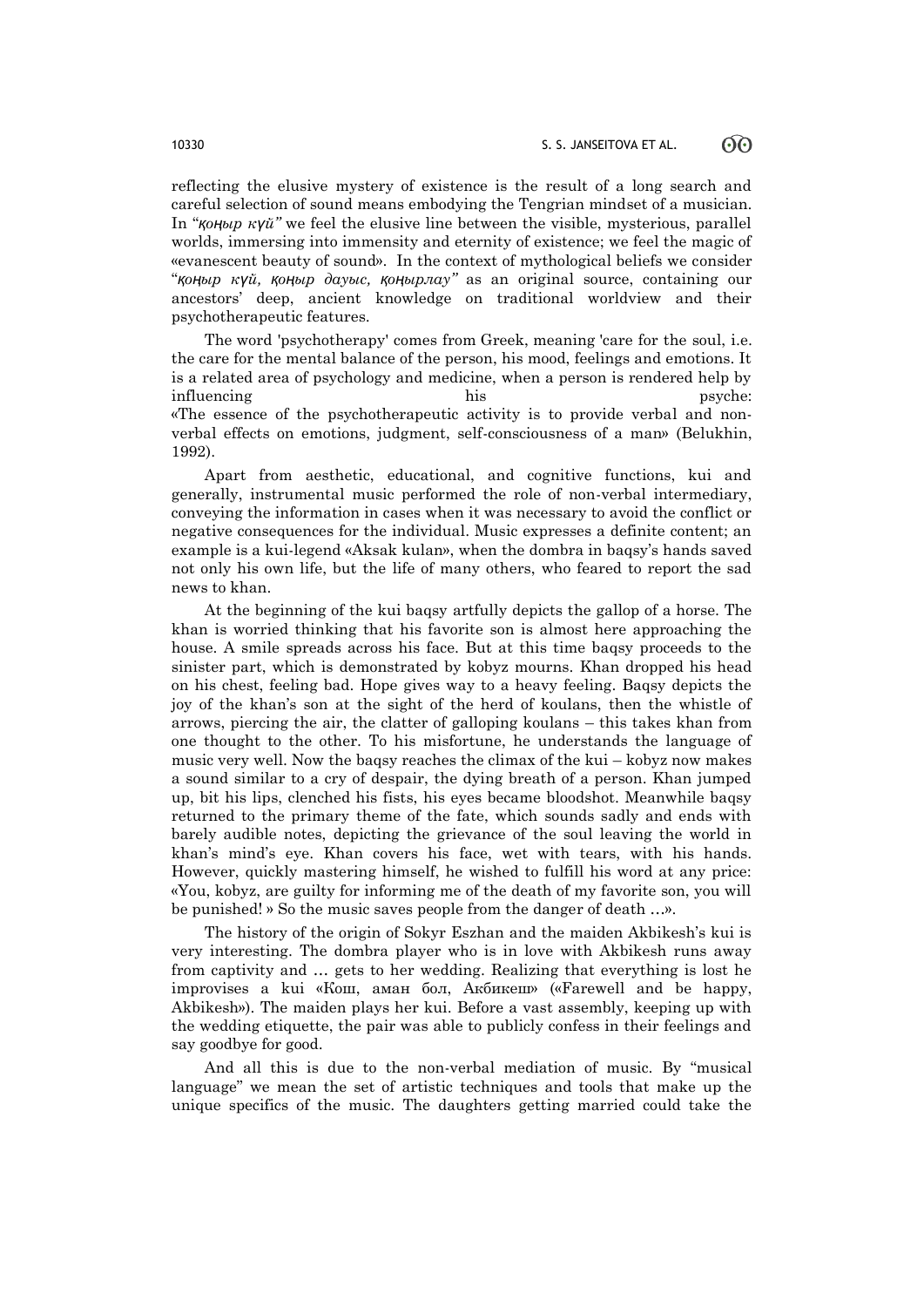reflecting the elusive mystery of existence is the result of a long search and careful selection of sound means embodying the Tengrian mindset of a musician. In "*қоңыр күй"* we feel the elusive line between the visible, mysterious, parallel worlds, immersing into immensity and eternity of existence; we feel the magic of «evanescent beauty of sound». In the context of mythological beliefs we consider "*қоңыр күй, қоңыр дауыс, қоңырлау"* as an original source, containing our ancestors' deep, ancient knowledge on traditional worldview and their psychotherapeutic features.

The word 'psychotherapy' comes from Greek, meaning 'care for the soul, i.e. the care for the mental balance of the person, his mood, feelings and emotions. It is a related area of psychology and medicine, when a person is rendered help by influencing his psyche: «The essence of the psychotherapeutic activity is to provide verbal and non-verbal effects on emotions, judgment, self-consciousness of a man» (Belukhin, 1992).

Apart from aesthetic, educational, and cognitive functions, kui and generally, instrumental music performed the role of non-verbal intermediary, conveying the information in cases when it was necessary to avoid the conflict or negative consequences for the individual. Music expresses a definite content; an example is a kui-legend «Aksak kulan», when the dombra in baqsy's hands saved not only his own life, but the life of many others, who feared to report the sad news to khan.

At the beginning of the kui baqsy artfully depicts the gallop of a horse. The khan is worried thinking that his favorite son is almost here approaching the house. A smile spreads across his face. But at this time baqsy proceeds to the sinister part, which is demonstrated by kobyz mourns. Khan dropped his head on his chest, feeling bad. Hope gives way to a heavy feeling. Baqsy depicts the joy of the khan's son at the sight of the herd of koulans, then the whistle of arrows, piercing the air, the clatter of galloping koulans – this takes khan from one thought to the other. To his misfortune, he understands the language of music very well. Now the baqsy reaches the climax of the kui – kobyz now makes a sound similar to a cry of despair, the dying breath of a person. Khan jumped up, bit his lips, clenched his fists, his eyes became bloodshot. Meanwhile baqsy returned to the primary theme of the fate, which sounds sadly and ends with barely audible notes, depicting the grievance of the soul leaving the world in khan's mind's eye. Khan covers his face, wet with tears, with his hands. However, quickly mastering himself, he wished to fulfill his word at any price: «You, kobyz, are guilty for informing me of the death of my favorite son, you will be punished! » So the music saves people from the danger of death ...».

The history of the origin of Sokyr Eszhan and the maiden Akbikesh's kui is very interesting. The dombra player who is in love with Akbikesh runs away from captivity and ... gets to her wedding. Realizing that everything is lost he improvises a kui «Кош, аман бол, Акбикеш» («Farewell and be happy, Akbikesh»). The maiden plays her kui. Before a vast assembly, keeping up with the wedding etiquette, the pair was able to publicly confess in their feelings and say goodbye for good.

And all this is due to the non-verbal mediation of music. By "musical language" we mean the set of artistic techniques and tools that make up the unique specifics of the music. The daughters getting married could take the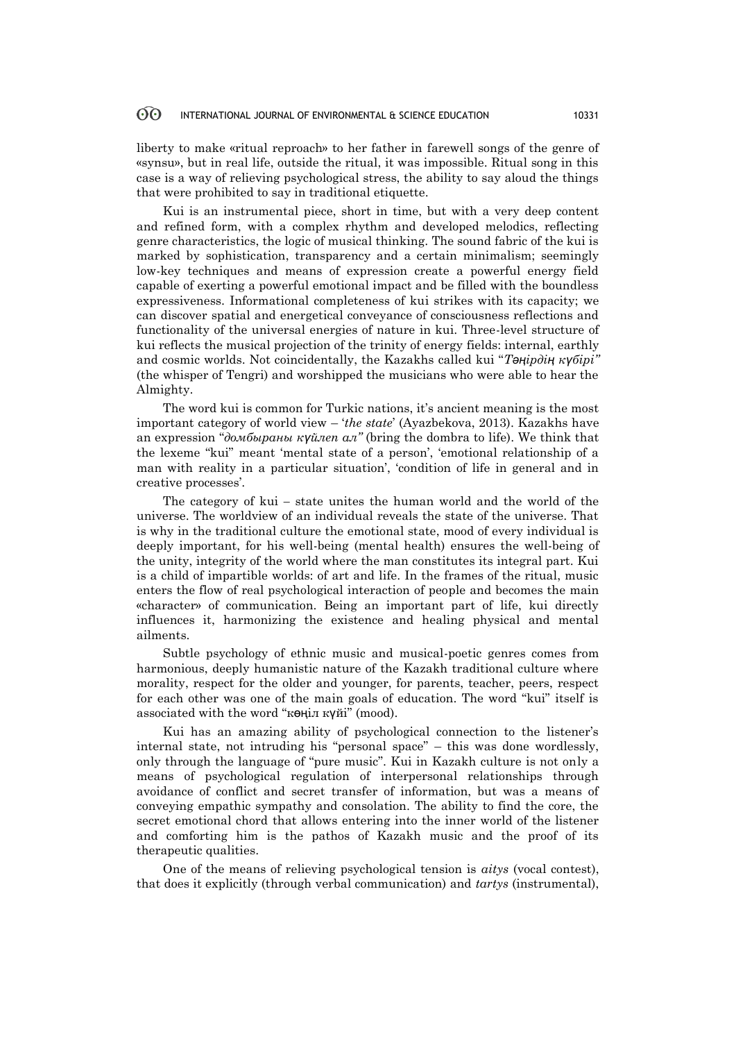liberty to make «ritual reproach» to her father in farewell songs of the genre of «synsu», but in real life, outside the ritual, it was impossible. Ritual song in this case is a way of relieving psychological stress, the ability to say aloud the things that were prohibited to say in traditional etiquette.

Kui is an instrumental piece, short in time, but with a very deep content and refined form, with a complex rhythm and developed melodics, reflecting genre characteristics, the logic of musical thinking. The sound fabric of the kui is marked by sophistication, transparency and a certain minimalism; seemingly low-key techniques and means of expression create a powerful energy field capable of exerting a powerful emotional impact and be filled with the boundless expressiveness. Informational completeness of kui strikes with its capacity; we can discover spatial and energetical conveyance of consciousness reflections and functionality of the universal energies of nature in kui. Three-level structure of kui reflects the musical projection of the trinity of energy fields: internal, earthly and cosmic worlds. Not coincidentally, the Kazakhs called kui "*Тәңірдің күбірі"* (the whisper of Tengri) and worshipped the musicians who were able to hear the Almighty.

The word kui is common for Turkic nations, it's ancient meaning is the most important category of world view – '*the state*' (Ayazbekova, 2013). Kazakhs have an expression "*домбыраны күйлеп ал"* (bring the dombra to life). We think that the lexeme "kui" meant 'mental state of a person', 'emotional relationship of a man with reality in a particular situation', 'condition of life in general and in creative processes'.

The category of kui – state unites the human world and the world of the universe. The worldview of an individual reveals the state of the universe. That is why in the traditional culture the emotional state, mood of every individual is deeply important, for his well-being (mental health) ensures the well-being of the unity, integrity of the world where the man constitutes its integral part. Kui is a child of impartible worlds: of art and life. In the frames of the ritual, music enters the flow of real psychological interaction of people and becomes the main «character» of communication. Being an important part of life, kui directly influences it, harmonizing the existence and healing physical and mental ailments.

Subtle psychology of ethnic music and musical-poetic genres comes from harmonious, deeply humanistic nature of the Kazakh traditional culture where morality, respect for the older and younger, for parents, teacher, peers, respect for each other was one of the main goals of education. The word "kui" itself is associated with the word "көңіл күйі" (mood).

Kui has an amazing ability of psychological connection to the listener's internal state, not intruding his "personal space" – this was done wordlessly, only through the language of "pure music". Kui in Kazakh culture is not only a means of psychological regulation of interpersonal relationships through avoidance of conflict and secret transfer of information, but was a means of conveying empathic sympathy and consolation. The ability to find the core, the secret emotional chord that allows entering into the inner world of the listener and comforting him is the pathos of Kazakh music and the proof of its therapeutic qualities.

One of the means of relieving psychological tension is *aitys* (vocal contest), that does it explicitly (through verbal communication) and *tartys* (instrumental),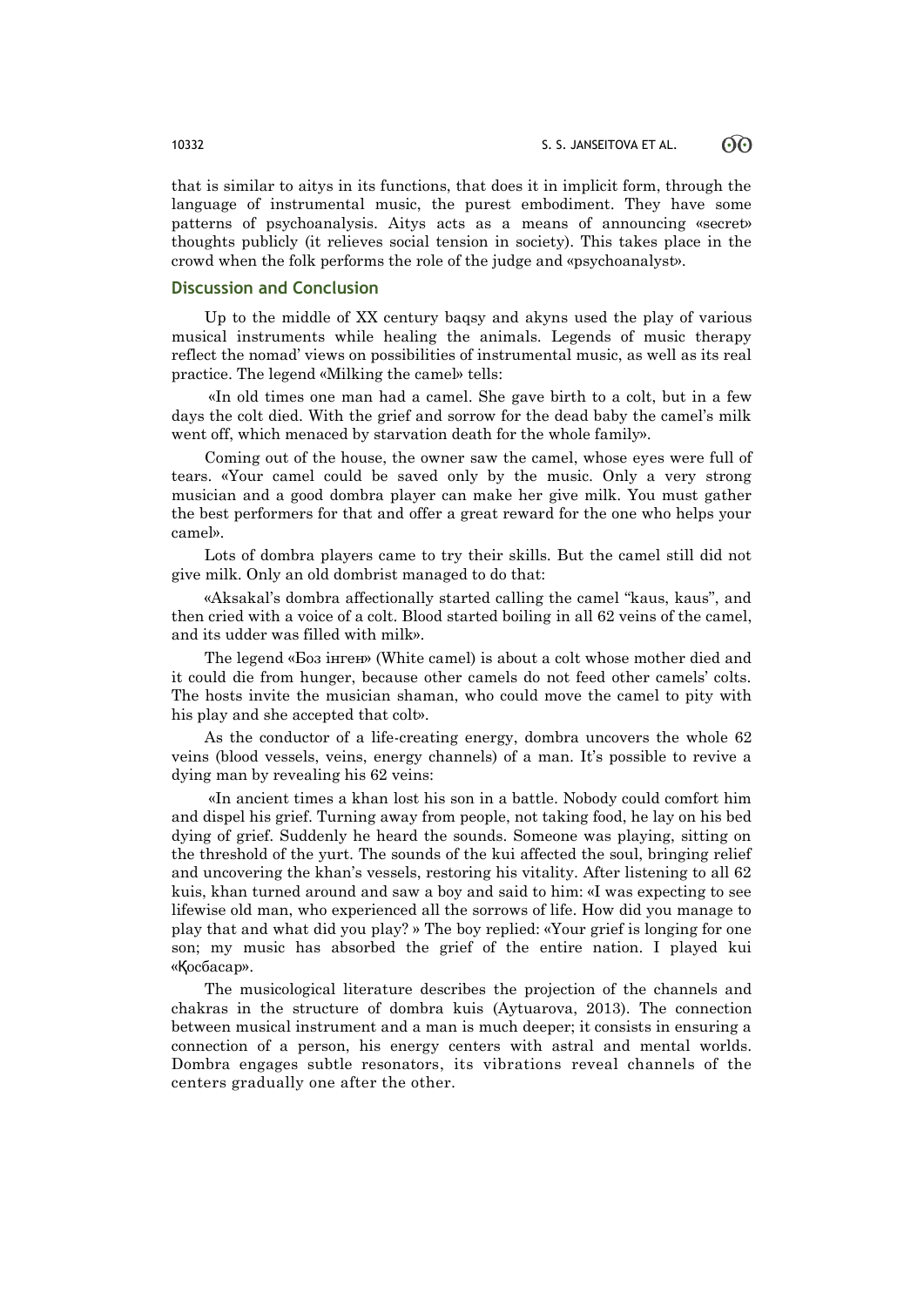that is similar to aitys in its functions, that does it in implicit form, through the language of instrumental music, the purest embodiment. They have some patterns of psychoanalysis. Aitys acts as a means of announcing «secret» thoughts publicly (it relieves social tension in society). This takes place in the crowd when the folk performs the role of the judge and «psychoanalyst».

## Discussion and Conclusion

Up to the middle of XX century baqsy and akyns used the play of various musical instruments while healing the animals. Legends of music therapy reflect the nomad' views on possibilities of instrumental music, as well as its real practice. The legend «Milking the camel» tells:

«In old times one man had a camel. She gave birth to a colt, but in a few days the colt died. With the grief and sorrow for the dead baby the camel's milk went off, which menaced by starvation death for the whole family».

Coming out of the house, the owner saw the camel, whose eyes were full of tears. «Your camel could be saved only by the music. Only a very strong musician and a good dombra player can make her give milk. You must gather the best performers for that and offer a great reward for the one who helps your camel».

Lots of dombra players came to try their skills. But the camel still did not give milk. Only an old dombrist managed to do that:

«Aksakal's dombra affectionally started calling the camel "kaus, kaus", and then cried with a voice of a colt. Blood started boiling in all 62 veins of the camel, and its udder was filled with milk».

The legend «Боз інген» (White camel) is about a colt whose mother died and it could die from hunger, because other camels do not feed other camels' colts. The hosts invite the musician shaman, who could move the camel to pity with his play and she accepted that colt».

As the conductor of a life-creating energy, dombra uncovers the whole 62 veins (blood vessels, veins, energy channels) of a man. It's possible to revive a dying man by revealing his 62 veins:

«In ancient times a khan lost his son in a battle. Nobody could comfort him and dispel his grief. Turning away from people, not taking food, he lay on his bed dying of grief. Suddenly he heard the sounds. Someone was playing, sitting on the threshold of the yurt. The sounds of the kui affected the soul, bringing relief and uncovering the khan's vessels, restoring his vitality. After listening to all 62 kuis, khan turned around and saw a boy and said to him: «I was expecting to see lifewise old man, who experienced all the sorrows of life. How did you manage to play that and what did you play? » The boy replied: «Your grief is longing for one son; my music has absorbed the grief of the entire nation. I played kui «Қосбасар».

The musicological literature describes the projection of the channels and chakras in the structure of dombra kuis (Aytuarova, 2013). The connection between musical instrument and a man is much deeper; it consists in ensuring a connection of a person, his energy centers with astral and mental worlds. Dombra engages subtle resonators, its vibrations reveal channels of the centers gradually one after the other.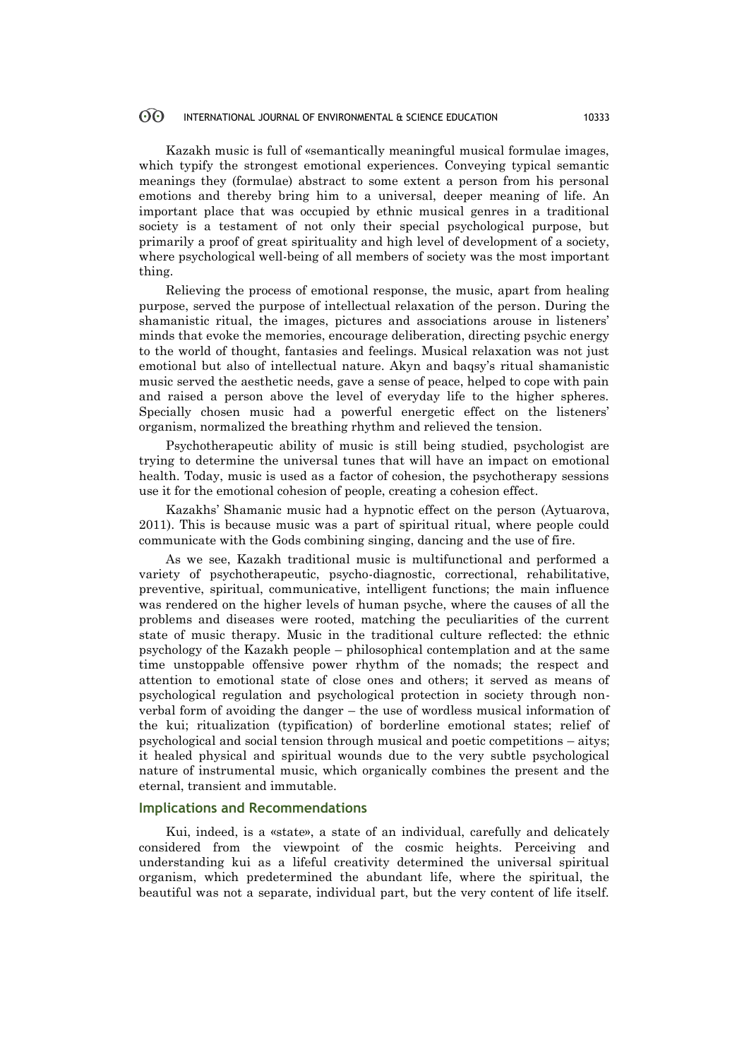Kazakh music is full of «semantically meaningful musical formulae images, which typify the strongest emotional experiences. Conveying typical semantic meanings they (formulae) abstract to some extent a person from his personal emotions and thereby bring him to a universal, deeper meaning of life. An important place that was occupied by ethnic musical genres in a traditional society is a testament of not only their special psychological purpose, but primarily a proof of great spirituality and high level of development of a society, where psychological well-being of all members of society was the most important thing.

Relieving the process of emotional response, the music, apart from healing purpose, served the purpose of intellectual relaxation of the person. During the shamanistic ritual, the images, pictures and associations arouse in listeners' minds that evoke the memories, encourage deliberation, directing psychic energy to the world of thought, fantasies and feelings. Musical relaxation was not just emotional but also of intellectual nature. Akyn and baqsy's ritual shamanistic music served the aesthetic needs, gave a sense of peace, helped to cope with pain and raised a person above the level of everyday life to the higher spheres. Specially chosen music had a powerful energetic effect on the listeners' organism, normalized the breathing rhythm and relieved the tension.

Psychotherapeutic ability of music is still being studied, psychologist are trying to determine the universal tunes that will have an impact on emotional health. Today, music is used as a factor of cohesion, the psychotherapy sessions use it for the emotional cohesion of people, creating a cohesion effect.

Kazakhs' Shamanic music had a hypnotic effect on the person (Aytuarova, 2011). This is because music was a part of spiritual ritual, where people could communicate with the Gods combining singing, dancing and the use of fire.

As we see, Kazakh traditional music is multifunctional and performed a variety of psychotherapeutic, psycho-diagnostic, correctional, rehabilitative, preventive, spiritual, communicative, intelligent functions; the main influence was rendered on the higher levels of human psyche, where the causes of all the problems and diseases were rooted, matching the peculiarities of the current state of music therapy. Music in the traditional culture reflected: the ethnic psychology of the Kazakh people – philosophical contemplation and at the same time unstoppable offensive power rhythm of the nomads; the respect and attention to emotional state of close ones and others; it served as means of psychological regulation and psychological protection in society through non-verbal form of avoiding the danger – the use of wordless musical information of the kui; ritualization (typification) of borderline emotional states; relief of psychological and social tension through musical and poetic competitions – aitys; it healed physical and spiritual wounds due to the very subtle psychological nature of instrumental music, which organically combines the present and the eternal, transient and immutable.

## Implications and Recommendations

Kui, indeed, is a «state», a state of an individual, carefully and delicately considered from the viewpoint of the cosmic heights. Perceiving and understanding kui as a lifeful creativity determined the universal spiritual organism, which predetermined the abundant life, where the spiritual, the beautiful was not a separate, individual part, but the very content of life itself.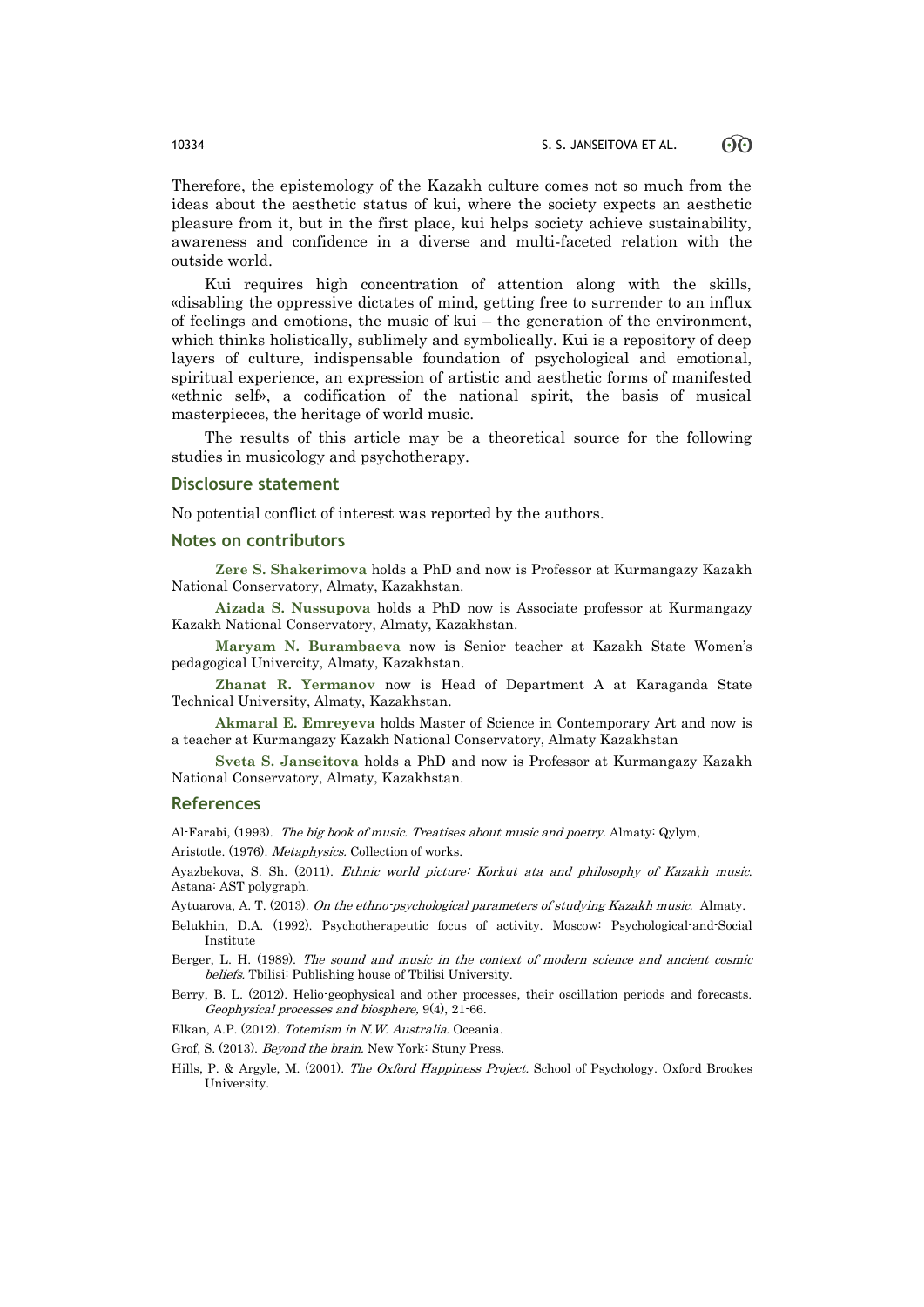Therefore, the epistemology of the Kazakh culture comes not so much from the ideas about the aesthetic status of kui, where the society expects an aesthetic pleasure from it, but in the first place, kui helps society achieve sustainability, awareness and confidence in a diverse and multi-faceted relation with the outside world.

Kui requires high concentration of attention along with the skills, «disabling the oppressive dictates of mind, getting free to surrender to an influx of feelings and emotions, the music of kui – the generation of the environment, which thinks holistically, sublimely and symbolically. Kui is a repository of deep layers of culture, indispensable foundation of psychological and emotional, spiritual experience, an expression of artistic and aesthetic forms of manifested «ethnic self», a codification of the national spirit, the basis of musical masterpieces, the heritage of world music.

The results of this article may be a theoretical source for the following studies in musicology and psychotherapy.

## Disclosure statement

No potential conflict of interest was reported by the authors.

## Notes on contributors

**Zere S. Shakerimova** holds a PhD and now is Professor at Kurmangazy Kazakh National Conservatory, Almaty, Kazakhstan.

**Aizada S. Nussupova** holds a PhD now is Associate professor at Kurmangazy Kazakh National Conservatory, Almaty, Kazakhstan.

**Maryam N. Burambaeva** now is Senior teacher at Kazakh State Women's pedagogical Univercity, Almaty, Kazakhstan.

**Zhanat R. Yermanov** now is Head of Department A at Karaganda State Technical University, Almaty, Kazakhstan.

**Akmaral E. Emreyeva** holds Master of Science in Contemporary Art and now is a teacher at Kurmangazy Kazakh National Conservatory, Almaty Kazakhstan

**Sveta S. Janseitova** holds a PhD and now is Professor at Kurmangazy Kazakh National Conservatory, Almaty, Kazakhstan.

## References

Al-Farabi, (1993). *The big book of music. Treatises about music and poetry.* Almaty: Qylym,

Aristotle. (1976). *Metaphysics.* Collection of works.

Ayazbekova, S. Sh. (2011). *Ethnic world picture: Korkut ata and philosophy of Kazakh music.* Astana: AST polygraph.

Aytuarova, A. T. (2013). *On the ethno-psychological parameters of studying Kazakh music.* Almaty.

Belukhin, D.A. (1992). Psychotherapeutic focus of activity. Moscow: Psychological-and-Social Institute

Berger, L. H. (1989). *The sound and music in the context of modern science and ancient cosmic beliefs.* Tbilisi: Publishing house of Tbilisi University.

Berry, B. L. (2012). Helio-geophysical and other processes, their oscillation periods and forecasts. *Geophysical processes and biosphere,* 9(4), 21-66.

Elkan, A.P. (2012). *Totemism in N.W. Australia.* Oceania.

Grof, S. (2013). *Beyond the brain.* New York: Stuny Press.

Hills, P. & Argyle, M. (2001). *The Oxford Happiness Project.* School of Psychology. Oxford Brookes University.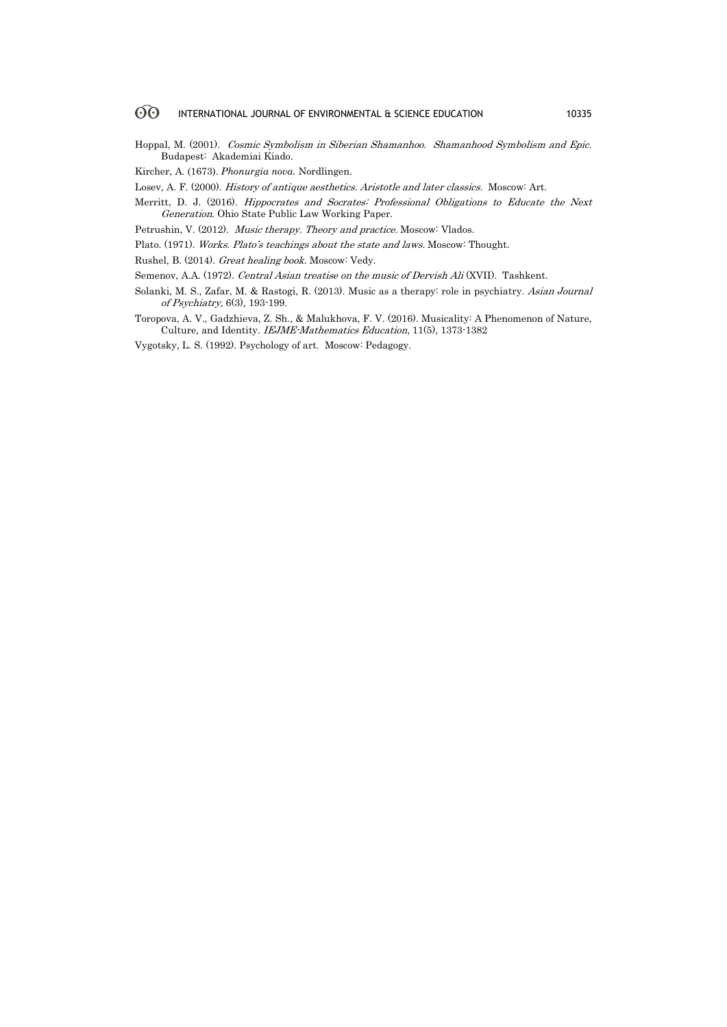Hoppal, M. (2001). *Cosmic Symbolism in Siberian Shamanhoo. Shamanhood Symbolism and Epic.* Budapest: Akademiai Kiado.

Kircher, A. (1673). *Phonurgia nova.* Nordlingen.

Losev, A. F. (2000). *History of antique aesthetics. Aristotle and later classics.* Moscow: Art.

Merritt, D. J. (2016). *Hippocrates and Socrates: Professional Obligations to Educate the Next Generation.* Ohio State Public Law Working Paper.

Petrushin, V. (2012). *Music therapy. Theory and practice.* Moscow: Vlados.

Plato. (1971). *Works. Plato's teachings about the state and laws.* Moscow: Thought.

Rushel, B. (2014). *Great healing book.* Moscow: Vedy.

Semenov, A.A. (1972). *Central Asian treatise on the music of Dervish Ali* (XVII). Tashkent.

Solanki, M. S., Zafar, M. & Rastogi, R. (2013). Music as a therapy: role in psychiatry. *Asian Journal of Psychiatry,* 6(3), 193-199.

Toropova, A. V., Gadzhieva, Z. Sh., & Malukhova, F. V. (2016). Musicality: A Phenomenon of Nature, Culture, and Identity. *IEJME-Mathematics Education*, 11(5), 1373-1382

Vygotsky, L. S. (1992). Psychology of art. Moscow: Pedagogy.